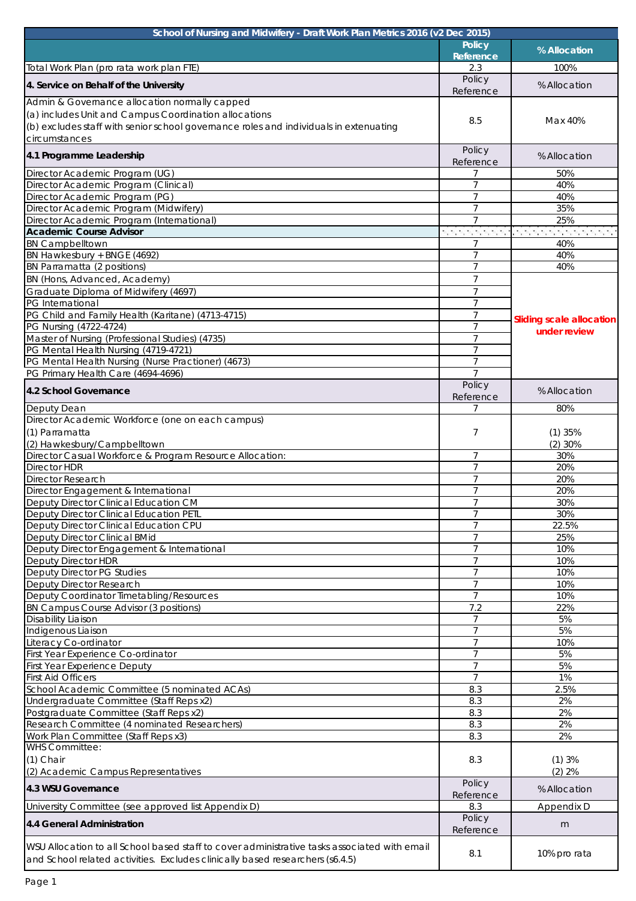| School of Nursing and Midwifery - Draft Work Plan Metrics 2016 (v2 Dec 2015) | | |
|---|---|---|
| | **Policy Reference** | **% Allocation** |
| Total Work Plan (pro rata work plan FTE) | 2.3 | 100% |
| **4. Service on Behalf of the University** | Policy Reference | % Allocation |
| Admin & Governance allocation normally capped<br>(a) includes Unit and Campus Coordination allocations<br>(b) excludes staff with senior school governance roles and individuals in extenuating circumstances | 8.5 | Max 40% |
| **4.1 Programme Leadership** | Policy Reference | % Allocation |
| Director Academic Program (UG) | 7 | 50% |
| Director Academic Program (Clinical) | 7 | 40% |
| Director Academic Program (PG) | 7 | 40% |
| Director Academic Program (Midwifery) | 7 | 35% |
| Director Academic Program (International) | 7 | 25% |
| **Academic Course Advisor** | | |
| BN Campbelltown | 7 | 40% |
| BN Hawkesbury + BNGE (4692) | 7 | 40% |
| BN Parramatta (2 positions) | 7 | 40% |
| BN (Hons, Advanced, Academy) | 7 | Sliding scale allocation under review |
| Graduate Diploma of Midwifery (4697) | 7 | |
| PG International | 7 | |
| PG Child and Family Health (Karitane) (4713-4715) | 7 | |
| PG Nursing (4722-4724) | 7 | |
| Master of Nursing (Professional Studies) (4735) | 7 | |
| PG Mental Health Nursing (4719-4721) | 7 | |
| PG Mental Health Nursing (Nurse Practioner) (4673) | 7 | |
| PG Primary Health Care (4694-4696) | 7 | |
| **4.2 School Governance** | Policy Reference | % Allocation |
| Deputy Dean | 7 | 80% |
| Director Academic Workforce (one on each campus)<br>(1) Parramatta<br>(2) Hawkesbury/Campbelltown | 7 | (1) 35%<br>(2) 30% |
| Director Casual Workforce & Program Resource Allocation: | 7 | 30% |
| Director HDR | 7 | 20% |
| Director Research | 7 | 20% |
| Director Engagement & International | 7 | 20% |
| Deputy Director Clinical Education CM | 7 | 30% |
| Deputy Director Clinical Education PETL | 7 | 30% |
| Deputy Director Clinical Education CPU | 7 | 22.5% |
| Deputy Director Clinical BMid | 7 | 25% |
| Deputy Director Engagement & International | 7 | 10% |
| Deputy Director HDR | 7 | 10% |
| Deputy Director PG Studies | 7 | 10% |
| Deputy Director Research | 7 | 10% |
| Deputy Coordinator Timetabling/Resources | 7 | 10% |
| BN Campus Course Advisor (3 positions) | 7.2 | 22% |
| Disability Liaison | 7 | 5% |
| Indigenous Liaison | 7 | 5% |
| Literacy Co-ordinator | 7 | 10% |
| First Year Experience Co-ordinator | 7 | 5% |
| First Year Experience Deputy | 7 | 5% |
| First Aid Officers | 7 | 1% |
| School Academic Committee (5 nominated ACAs) | 8.3 | 2.5% |
| Undergraduate Committee (Staff Reps x2) | 8.3 | 2% |
| Postgraduate Committee (Staff Reps x2) | 8.3 | 2% |
| Research Committee (4 nominated Researchers) | 8.3 | 2% |
| Work Plan Committee (Staff Reps x3) | 8.3 | 2% |
| WHS Committee:<br>(1) Chair<br>(2) Academic Campus Representatives | 8.3 | (1) 3%<br>(2) 2% |
| **4.3 WSU Governance** | Policy Reference | % Allocation |
| University Committee (see approved list Appendix D) | 8.3 | Appendix D |
| **4.4 General Administration** | Policy Reference | m |
| WSU Allocation to all School based staff to cover administrative tasks associated with email and School related activities. Excludes clinically based researchers (s6.4.5) | 8.1 | 10% pro rata |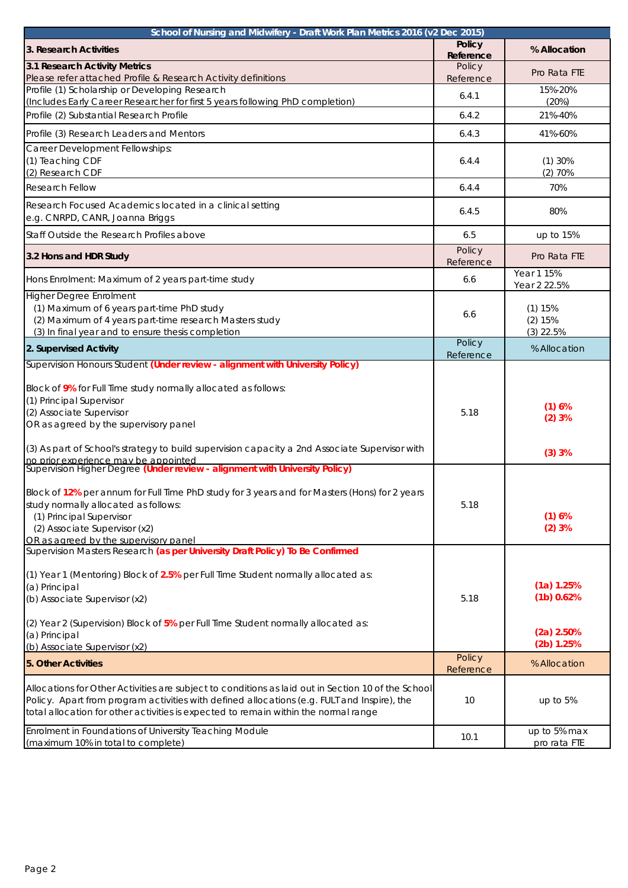| School of Nursing and Midwifery - Draft Work Plan Metrics 2016 (v2 Dec 2015) | | |
|---|---|---|
| **3. Research Activities** | **Policy Reference** | **% Allocation** |
| **3.1 Research Activity Metrics**<br>Please refer attached Profile & Research Activity definitions | Policy Reference | Pro Rata FTE |
| Profile (1) Scholarship or Developing Research<br>(Includes Early Career Researcher for first 5 years following PhD completion) | 6.4.1 | 15%-20%<br>(20%) |
| Profile (2) Substantial Research Profile | 6.4.2 | 21%-40% |
| Profile (3) Research Leaders and Mentors | 6.4.3 | 41%-60% |
| Career Development Fellowships:<br>(1) Teaching CDF<br>(2) Research CDF | 6.4.4 | (1) 30%<br>(2) 70% |
| Research Fellow | 6.4.4 | 70% |
| Research Focused Academics located in a clinical setting<br>e.g. CNRPD, CANR, Joanna Briggs | 6.4.5 | 80% |
| Staff Outside the Research Profiles above | 6.5 | up to 15% |
| **3.2 Hons and HDR Study** | Policy Reference | Pro Rata FTE |
| Hons Enrolment: Maximum of 2 years part-time study | 6.6 | Year 1 15%<br>Year 2 22.5% |
| Higher Degree Enrolment<br>(1) Maximum of 6 years part-time PhD study<br>(2) Maximum of 4 years part-time research Masters study<br>(3) In final year and to ensure thesis completion | 6.6 | (1) 15%<br>(2) 15%<br>(3) 22.5% |
| **2. Supervised Activity** | Policy Reference | % Allocation |
| Supervision Honours Student **(Under review - alignment with University Policy)**<br><br>Block of **9%** for Full Time study normally allocated as follows:<br>(1) Principal Supervisor<br>(2) Associate Supervisor<br>OR as agreed by the supervisory panel<br><br>(3) As part of School's strategy to build supervision capacity a 2nd Associate Supervisor with no prior experience may be appointed | 5.18 | **(1) 6%**<br>**(2) 3%**<br><br>**(3) 3%** |
| Supervision Higher Degree **(Under review - alignment with University Policy)**<br><br>Block of **12%** per annum for Full Time PhD study for 3 years and for Masters (Hons) for 2 years study normally allocated as follows:<br>(1) Principal Supervisor<br>(2) Associate Supervisor (x2)<br>OR as agreed by the supervisory panel | 5.18 | **(1) 6%**<br>**(2) 3%** |
| Supervision Masters Research **(as per University Draft Policy) To Be Confirmed**<br><br>(1) Year 1 (Mentoring) Block of **2.5%** per Full Time Student normally allocated as:<br>(a) Principal<br>(b) Associate Supervisor (x2)<br><br>(2) Year 2 (Supervision) Block of **5%** per Full Time Student normally allocated as:<br>(a) Principal<br>(b) Associate Supervisor (x2) | 5.18 | **(1a) 1.25%**<br>**(1b) 0.62%**<br><br>**(2a) 2.50%**<br>**(2b) 1.25%** |
| **5. Other Activities** | Policy Reference | % Allocation |
| Allocations for Other Activities are subject to conditions as laid out in Section 10 of the School Policy. Apart from program activities with defined allocations (e.g. FULT and Inspire), the total allocation for other activities is expected to remain within the normal range | 10 | up to 5% |
| Enrolment in Foundations of University Teaching Module<br>(maximum 10% in total to complete) | 10.1 | up to 5% max<br>pro rata FTE |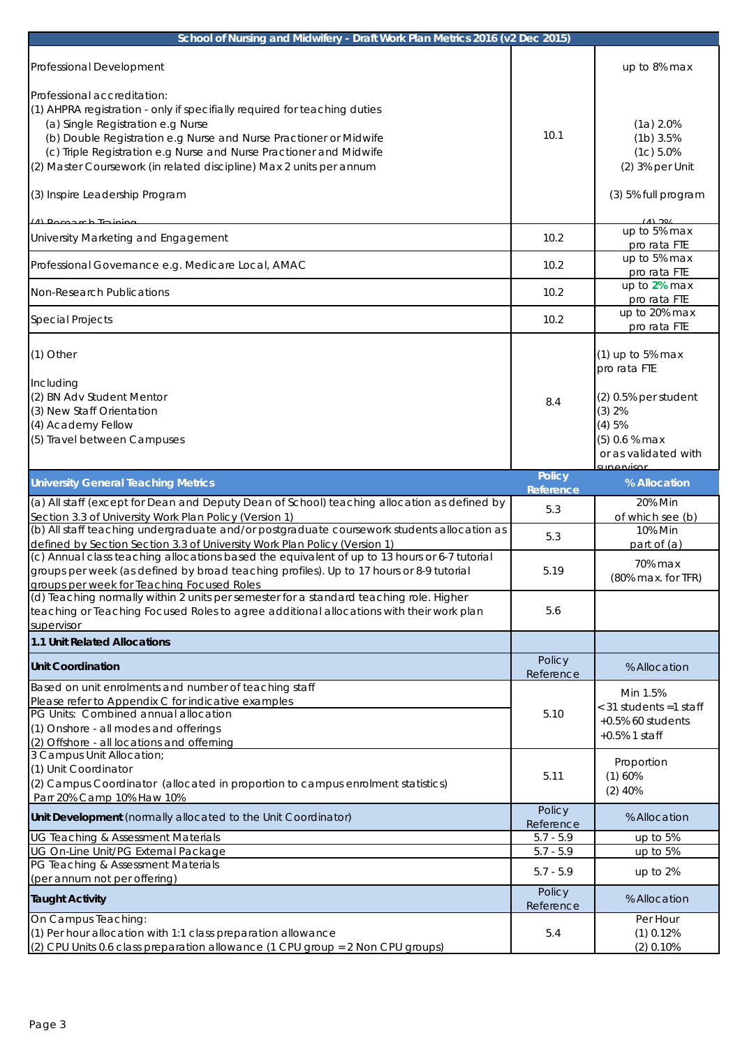| School of Nursing and Midwifery - Draft Work Plan Metrics 2016 (v2 Dec 2015) | | |
|---|---|---|
| Professional Development<br><br>Professional accreditation:<br>(1) AHPRA registration - only if specifially required for teaching duties<br>(a) Single Registration e.g Nurse<br>(b) Double Registration e.g Nurse and Nurse Practioner or Midwife<br>(c) Triple Registration e.g Nurse and Nurse Practioner and Midwife<br>(2) Master Coursework (in related discipline) Max 2 units per annum<br><br>(3) Inspire Leadership Program<br><br>(4) Research Training | 10.1 | up to 8% max<br><br>(1a) 2.0%<br>(1b) 3.5%<br>(1c) 5.0%<br>(2) 3% per Unit<br><br>(3) 5% full program<br><br>(4) 2% |
| University Marketing and Engagement | 10.2 | up to 5% max pro rata FTE |
| Professional Governance e.g. Medicare Local, AMAC | 10.2 | up to 5% max pro rata FTE |
| Non-Research Publications | 10.2 | up to 2% max pro rata FTE |
| Special Projects | 10.2 | up to 20% max pro rata FTE |
| (1) Other<br><br>Including<br>(2) BN Adv Student Mentor<br>(3) New Staff Orientation<br>(4) Academy Fellow<br>(5) Travel between Campuses | 8.4 | (1) up to 5% max pro rata FTE<br><br>(2) 0.5% per student<br>(3) 2%<br>(4) 5%<br>(5) 0.6 % max or as validated with supervisor |
| **University General Teaching Metrics** | **Policy Reference** | **% Allocation** |
| (a) All staff (except for Dean and Deputy Dean of School) teaching allocation as defined by Section 3.3 of University Work Plan Policy (Version 1) | 5.3 | 20% Min of which see (b) |
| (b) All staff teaching undergraduate and/or postgraduate coursework students allocation as defined by Section Section 3.3 of University Work Plan Policy (Version 1) | 5.3 | 10% Min part of (a) |
| (c) Annual class teaching allocations based the equivalent of up to 13 hours or 6-7 tutorial groups per week (as defined by broad teaching profiles). Up to 17 hours or 8-9 tutorial groups per week for Teaching Focused Roles | 5.19 | 70% max (80% max. for TFR) |
| (d) Teaching normally within 2 units per semester for a standard teaching role. Higher teaching or Teaching Focused Roles to agree additional allocations with their work plan supervisor | 5.6 | |
| **1.1 Unit Related Allocations** | | |
| **Unit Coordination** | Policy Reference | % Allocation |
| Based on unit enrolments and number of teaching staff<br>Please refer to Appendix C for indicative examples<br>PG Units: Combined annual allocation<br>(1) Onshore - all modes and offerings<br>(2) Offshore - all locations and offerning | 5.10 | Min 1.5%<br>< 31 students =1 staff<br>+0.5% 60 students<br>+0.5% 1 staff |
| 3 Campus Unit Allocation;<br>(1) Unit Coordinator<br>(2) Campus Coordinator (allocated in proportion to campus enrolment statistics)<br>Parr 20% Camp 10% Haw 10% | 5.11 | Proportion<br>(1) 60%<br>(2) 40% |
| **Unit Development** (normally allocated to the Unit Coordinator) | Policy Reference | % Allocation |
| UG Teaching & Assessment Materials | 5.7 - 5.9 | up to 5% |
| UG On-Line Unit/PG External Package | 5.7 - 5.9 | up to 5% |
| PG Teaching & Assessment Materials (per annum not per offering) | 5.7 - 5.9 | up to 2% |
| **Taught Activity** | Policy Reference | % Allocation |
| On Campus Teaching:<br>(1) Per hour allocation with 1:1 class preparation allowance<br>(2) CPU Units 0.6 class preparation allowance (1 CPU group = 2 Non CPU groups) | 5.4 | Per Hour<br>(1) 0.12%<br>(2) 0.10% |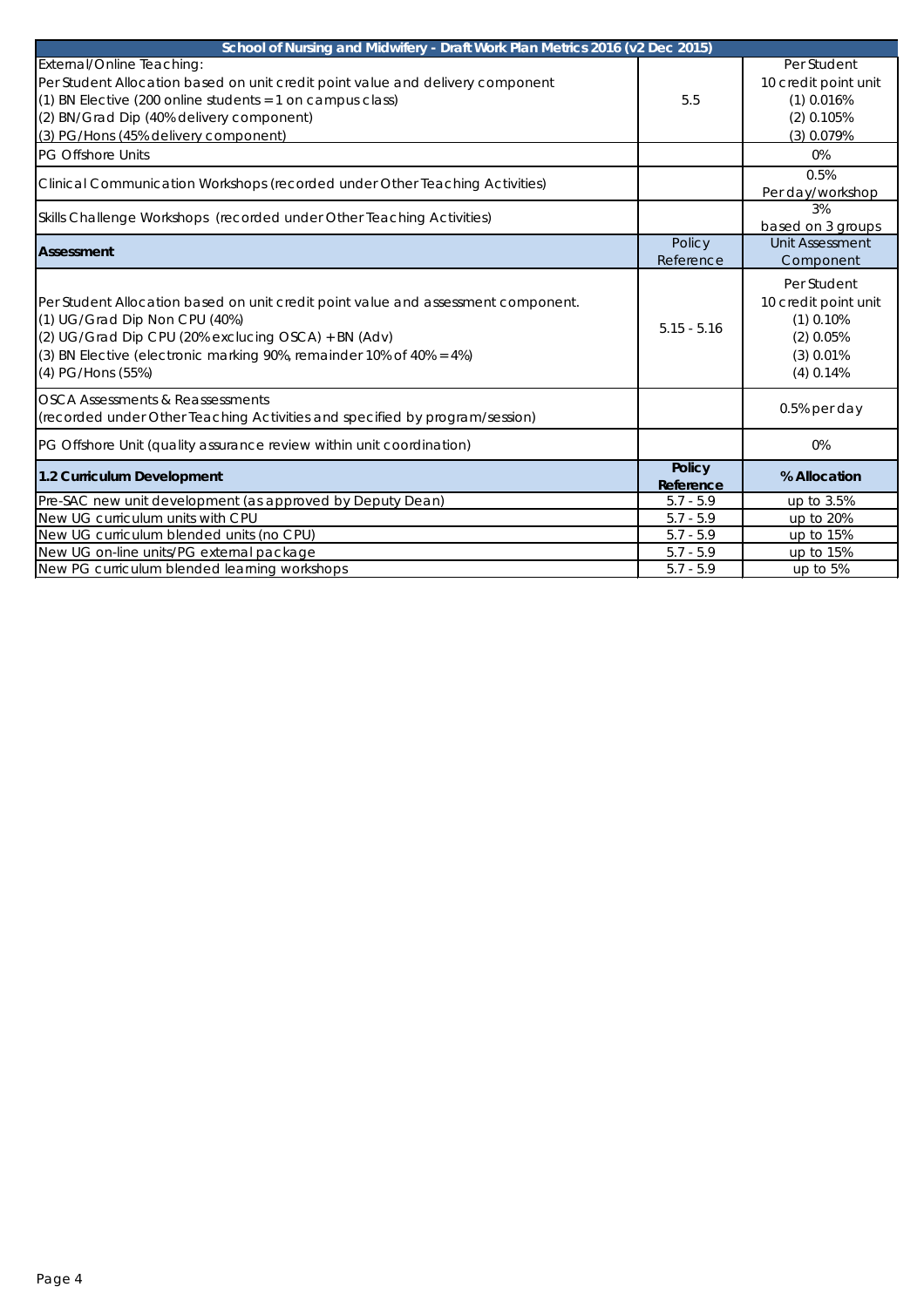| School of Nursing and Midwifery - Draft Work Plan Metrics 2016 (v2 Dec 2015) | | |
|---|---|---|
| External/Online Teaching:<br>Per Student Allocation based on unit credit point value and delivery component<br>(1) BN Elective (200 online students = 1 on campus class)<br>(2) BN/Grad Dip (40% delivery component)<br>(3) PG/Hons (45% delivery component) | 5.5 | Per Student<br>10 credit point unit<br>(1) 0.016%<br>(2) 0.105%<br>(3) 0.079% |
| PG Offshore Units | | 0% |
| Clinical Communication Workshops (recorded under Other Teaching Activities) | | 0.5%<br>Per day/workshop |
| Skills Challenge Workshops (recorded under Other Teaching Activities) | | 3%<br>based on 3 groups |
| **Assessment** | Policy Reference | Unit Assessment Component |
| Per Student Allocation based on unit credit point value and assessment component.<br>(1) UG/Grad Dip Non CPU (40%)<br>(2) UG/Grad Dip CPU (20% exclucing OSCA) + BN (Adv)<br>(3) BN Elective (electronic marking 90%, remainder 10% of 40% = 4%)<br>(4) PG/Hons (55%) | 5.15 - 5.16 | Per Student<br>10 credit point unit<br>(1) 0.10%<br>(2) 0.05%<br>(3) 0.01%<br>(4) 0.14% |
| OSCA Assessments & Reassessments<br>(recorded under Other Teaching Activities and specified by program/session) | | 0.5% per day |
| PG Offshore Unit (quality assurance review within unit coordination) | | 0% |
| **1.2 Curriculum Development** | **Policy Reference** | **% Allocation** |
| Pre-SAC new unit development (as approved by Deputy Dean) | 5.7 - 5.9 | up to 3.5% |
| New UG curriculum units with CPU | 5.7 - 5.9 | up to 20% |
| New UG curriculum blended units (no CPU) | 5.7 - 5.9 | up to 15% |
| New UG on-line units/PG external package | 5.7 - 5.9 | up to 15% |
| New PG curriculum blended learning workshops | 5.7 - 5.9 | up to 5% |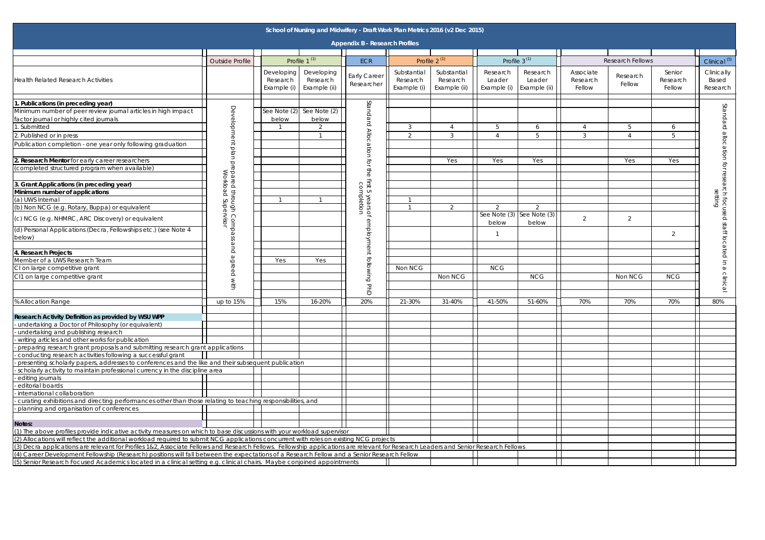# School of Nursing and Midwifery - Draft Work Plan Metrics 2016 (v2 Dec 2015)

## Appendix B - Research Profiles

| Health Related Research Activities | Outside Profile | Profile 1 [(1)] | | ECR | Profile 2 [(1)] | | Profile 3 [(1)] | | Research Fellows | | | Clinical [(5)] |
|---|---|---|---|---|---|---|---|---|---|---|---|---|
| | | Developing Research Example (i) | Developing Research Example (ii) | Early Career Researcher | Substantial Research Example (i) | Substantial Research Example (ii) | Research Leader Example (i) | Research Leader Example (ii) | Associate Research Fellow | Research Fellow | Senior Research Fellow | Clinically Based Research |
| **1. Publications (in preceding year)** | Development plan prepared through Compassand agreed with Workload Supervisor | | | Standard Allocation for the first 5 years of employment following PhD completion | | | | | | | | Standard allocation for research focused staff located in a clinical setting |
| Minimum number of peer review journal articles in high impact factor journal or highly cited journals | | See Note (2) below | See Note (2) below | | | | | | | | | |
| 1. Submitted | | 1 | 2 | | 3 | 4 | 5 | 6 | 4 | 5 | 6 | |
| 2. Published or in press | | | 1 | | 2 | 3 | 4 | 5 | 3 | 4 | 5 | |
| Publication completion - one year only following graduation | | | | | | | | | | | | |
| **2. Research Mentor** for early career researchers | | | | | | Yes | Yes | Yes | | Yes | Yes | |
| (completed structured program when available) | | | | | | | | | | | | |
| **3. Grant Applications (in preceding year)** | | | | | | | | | | | | |
| **Minimum number of applications** | | | | | | | | | | | | |
| (a) UWS Internal | | 1 | 1 | | 1 | | | | | | | |
| (b) Non NCG (e.g. Rotary, Buppa) or equivalent | | | | | 1 | 2 | 2 | 2 | | | | |
| (c) NCG (e.g. NHMRC, ARC Discovery) or equivalent | | | | | | | See Note (3) below | See Note (3) below | 2 | 2 | | |
| (d) Personal Applications (Decra, Fellowships etc.) (see Note 4 below) | | | | | | | 1 | | | | 2 | |
| **4. Research Projects** | | | | | | | | | | | | |
| Member of a UWS Research Team | | Yes | Yes | | | | | | | | | |
| CI on large competitive grant | | | | | Non NCG | | NCG | | | | | |
| CI1 on large competitive grant | | | | | | Non NCG | | NCG | | Non NCG | NCG | |
| % Allocation Range | up to 15% | 15% | 16-20% | 20% | 21-30% | 31-40% | 41-50% | 51-60% | 70% | 70% | 70% | 80% |

**Research Activity Definition as provided by WSU WPP**

- undertaking a Doctor of Philosophy (or equivalent)
- undertaking and publishing research
- writing articles and other works for publication
- preparing research grant proposals and submitting research grant applications
- conducting research activities following a successful grant
- presenting scholarly papers, addresses to conferences and the like and their subsequent publication
- scholarly activity to maintain professional currency in the discipline area
- editing journals
- editorial boards
- international collaboration
- curating exhibitions and directing performances other than those relating to teaching responsibilities, and
- planning and organisation of conferences

**Notes:**

(1) The above profiles provide indicative activity measures on which to base discussions with your workload supervisor

(2) Allocations will reflect the additional workload required to submit NCG applications concurrent with roles on existing NCG projects

(3) Decra applications are relevant for Profiles 1&2, Associate Fellows and Research Fellows. Fellowship applications are relevant for Research Leaders and Senior Research Fellows

(4) Career Development Fellowship (Research) positions will fall between the expectations of a Research Fellow and a Senior Research Fellow

(5) Senior Research Focused Academics located in a clinical setting e.g. clinical chairs. Maybe conjoined appointments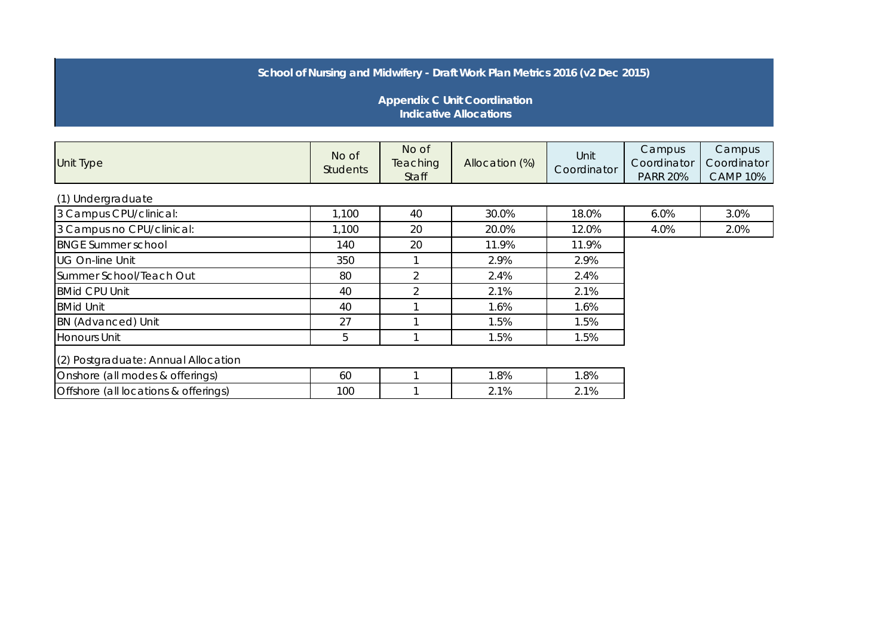**School of Nursing and Midwifery - Draft Work Plan Metrics 2016 (v2 Dec 2015)**

**Appendix C Unit Coordination**
**Indicative Allocations**

| Unit Type | No of Students | No of Teaching Staff | Allocation (%) | Unit Coordinator | Campus Coordinator PARR 20% | Campus Coordinator CAMP 10% |
|---|---|---|---|---|---|---|
| (1) Undergraduate | | | | | | |
| 3 Campus CPU/clinical: | 1,100 | 40 | 30.0% | 18.0% | 6.0% | 3.0% |
| 3 Campus no CPU/clinical: | 1,100 | 20 | 20.0% | 12.0% | 4.0% | 2.0% |
| BNGE Summer school | 140 | 20 | 11.9% | 11.9% | | |
| UG On-line Unit | 350 | 1 | 2.9% | 2.9% | | |
| Summer School/Teach Out | 80 | 2 | 2.4% | 2.4% | | |
| BMid CPU Unit | 40 | 2 | 2.1% | 2.1% | | |
| BMid Unit | 40 | 1 | 1.6% | 1.6% | | |
| BN (Advanced) Unit | 27 | 1 | 1.5% | 1.5% | | |
| Honours Unit | 5 | 1 | 1.5% | 1.5% | | |
| (2) Postgraduate: Annual Allocation | | | | | | |
| Onshore (all modes & offerings) | 60 | 1 | 1.8% | 1.8% | | |
| Offshore (all locations & offerings) | 100 | 1 | 2.1% | 2.1% | | |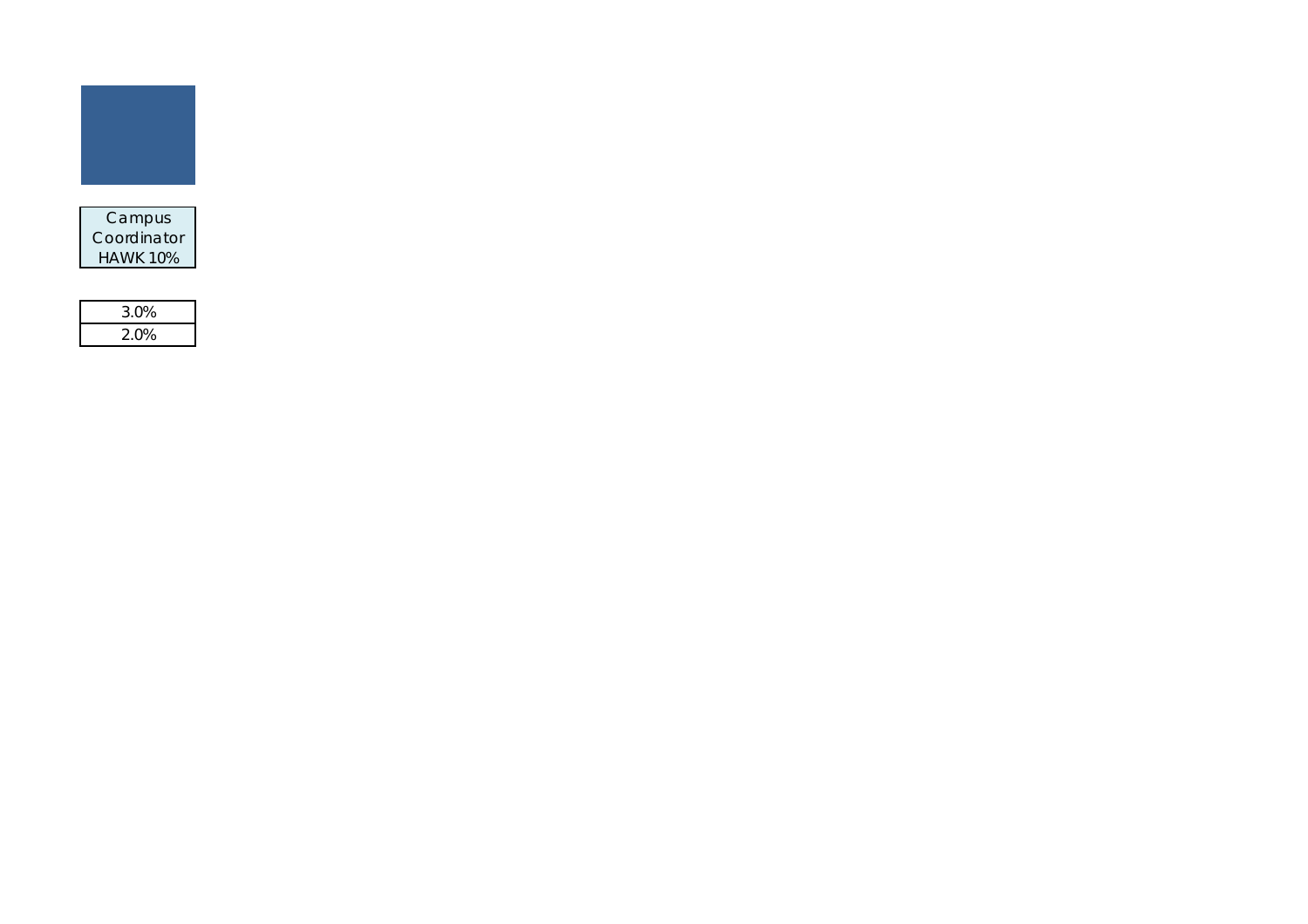Campus Coordinator HAWK 10%

| 3.0% |
| --- |
| 2.0% |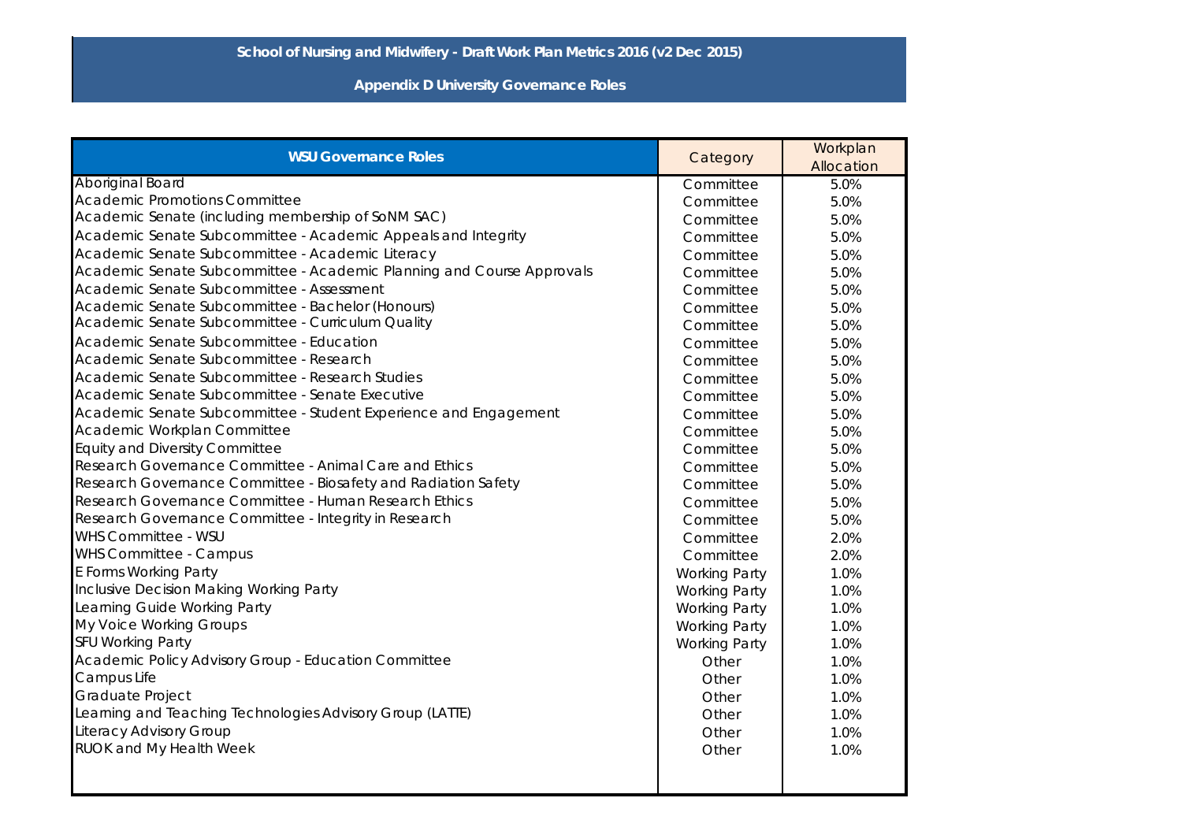**School of Nursing and Midwifery - Draft Work Plan Metrics 2016 (v2 Dec 2015)**

**Appendix D University Governance Roles**

| WSU Governance Roles | Category | Workplan Allocation |
|---|---|---|
| Aboriginal Board | Committee | 5.0% |
| Academic Promotions Committee | Committee | 5.0% |
| Academic Senate (including membership of SoNM SAC) | Committee | 5.0% |
| Academic Senate Subcommittee - Academic Appeals and Integrity | Committee | 5.0% |
| Academic Senate Subcommittee - Academic Literacy | Committee | 5.0% |
| Academic Senate Subcommittee - Academic Planning and Course Approvals | Committee | 5.0% |
| Academic Senate Subcommittee - Assessment | Committee | 5.0% |
| Academic Senate Subcommittee - Bachelor (Honours) | Committee | 5.0% |
| Academic Senate Subcommittee - Curriculum Quality | Committee | 5.0% |
| Academic Senate Subcommittee - Education | Committee | 5.0% |
| Academic Senate Subcommittee - Research | Committee | 5.0% |
| Academic Senate Subcommittee - Research Studies | Committee | 5.0% |
| Academic Senate Subcommittee - Senate Executive | Committee | 5.0% |
| Academic Senate Subcommittee - Student Experience and Engagement | Committee | 5.0% |
| Academic Workplan Committee | Committee | 5.0% |
| Equity and Diversity Committee | Committee | 5.0% |
| Research Governance Committee - Animal Care and Ethics | Committee | 5.0% |
| Research Governance Committee - Biosafety and Radiation Safety | Committee | 5.0% |
| Research Governance Committee - Human Research Ethics | Committee | 5.0% |
| Research Governance Committee - Integrity in Research | Committee | 5.0% |
| WHS Committee - WSU | Committee | 2.0% |
| WHS Committee - Campus | Committee | 2.0% |
| E Forms Working Party | Working Party | 1.0% |
| Inclusive Decision Making Working Party | Working Party | 1.0% |
| Learning Guide Working Party | Working Party | 1.0% |
| My Voice Working Groups | Working Party | 1.0% |
| SFU Working Party | Working Party | 1.0% |
| Academic Policy Advisory Group - Education Committee | Other | 1.0% |
| Campus Life | Other | 1.0% |
| Graduate Project | Other | 1.0% |
| Learning and Teaching Technologies Advisory Group (LATTE) | Other | 1.0% |
| Literacy Advisory Group | Other | 1.0% |
| RUOK and My Health Week | Other | 1.0% |